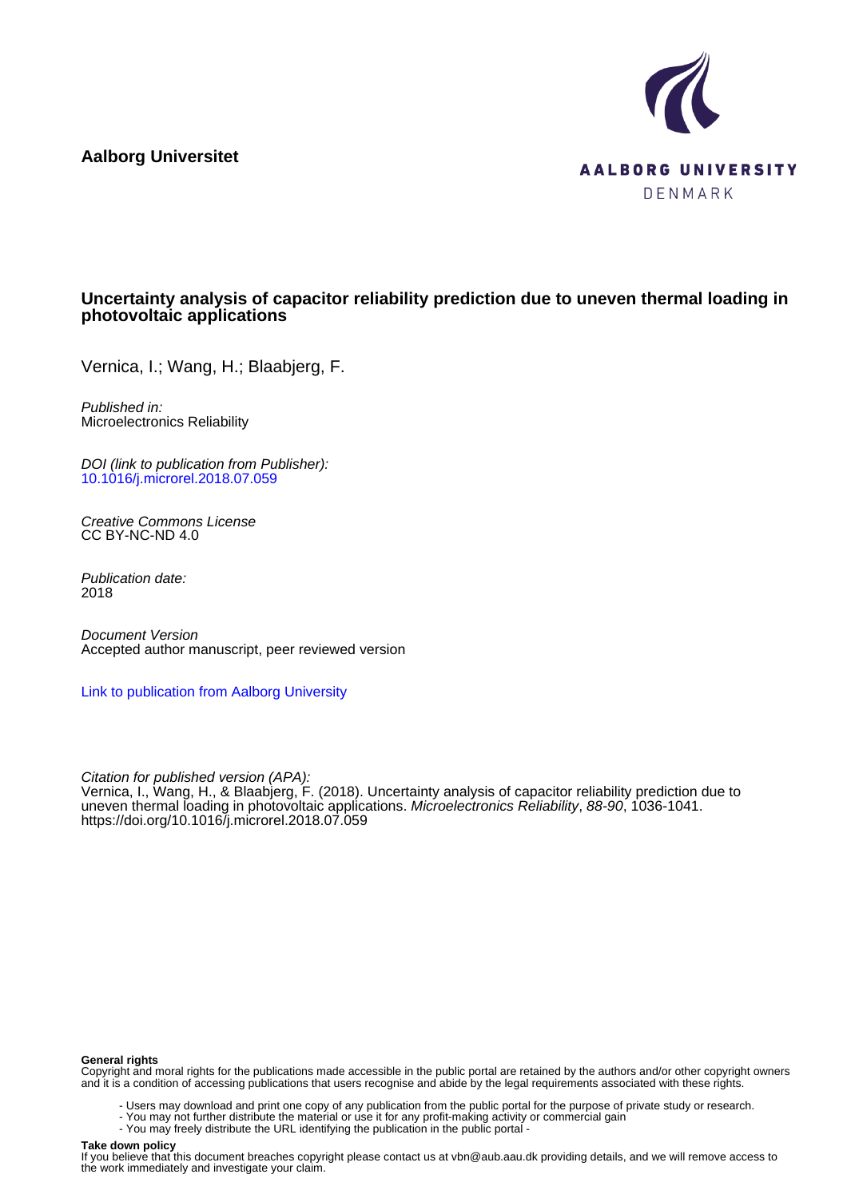**Aalborg Universitet**

AALBORG UNIVERSITY
DENMARK

## Uncertainty analysis of capacitor reliability prediction due to uneven thermal loading in photovoltaic applications

Vernica, I.; Wang, H.; Blaabjerg, F.

*Published in:*
Microelectronics Reliability

*DOI (link to publication from Publisher):*
[10.1016/j.microrel.2018.07.059](https://doi.org/10.1016/j.microrel.2018.07.059)

*Creative Commons License*
CC BY-NC-ND 4.0

*Publication date:*
2018

*Document Version*
Accepted author manuscript, peer reviewed version

Link to publication from Aalborg University

*Citation for published version (APA):*
Vernica, I., Wang, H., & Blaabjerg, F. (2018). Uncertainty analysis of capacitor reliability prediction due to uneven thermal loading in photovoltaic applications. *Microelectronics Reliability*, *88-90*, 1036-1041. https://doi.org/10.1016/j.microrel.2018.07.059

**General rights**
Copyright and moral rights for the publications made accessible in the public portal are retained by the authors and/or other copyright owners and it is a condition of accessing publications that users recognise and abide by the legal requirements associated with these rights.

- Users may download and print one copy of any publication from the public portal for the purpose of private study or research.
- You may not further distribute the material or use it for any profit-making activity or commercial gain
- You may freely distribute the URL identifying the publication in the public portal -

**Take down policy**
If you believe that this document breaches copyright please contact us at vbn@aub.aau.dk providing details, and we will remove access to the work immediately and investigate your claim.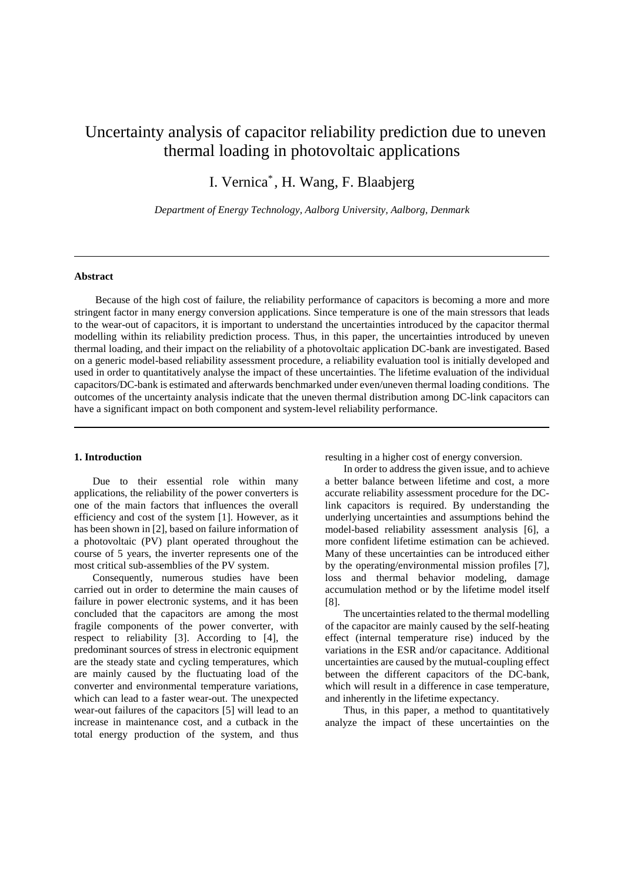# Uncertainty analysis of capacitor reliability prediction due to uneven thermal loading in photovoltaic applications

I. Vernica[*], H. Wang, F. Blaabjerg

*Department of Energy Technology, Aalborg University, Aalborg, Denmark*

---

**Abstract**

Because of the high cost of failure, the reliability performance of capacitors is becoming a more and more stringent factor in many energy conversion applications. Since temperature is one of the main stressors that leads to the wear-out of capacitors, it is important to understand the uncertainties introduced by the capacitor thermal modelling within its reliability prediction process. Thus, in this paper, the uncertainties introduced by uneven thermal loading, and their impact on the reliability of a photovoltaic application DC-bank are investigated. Based on a generic model-based reliability assessment procedure, a reliability evaluation tool is initially developed and used in order to quantitatively analyse the impact of these uncertainties. The lifetime evaluation of the individual capacitors/DC-bank is estimated and afterwards benchmarked under even/uneven thermal loading conditions. The outcomes of the uncertainty analysis indicate that the uneven thermal distribution among DC-link capacitors can have a significant impact on both component and system-level reliability performance.

---

## 1. Introduction

Due to their essential role within many applications, the reliability of the power converters is one of the main factors that influences the overall efficiency and cost of the system [1]. However, as it has been shown in [2], based on failure information of a photovoltaic (PV) plant operated throughout the course of 5 years, the inverter represents one of the most critical sub-assemblies of the PV system.

Consequently, numerous studies have been carried out in order to determine the main causes of failure in power electronic systems, and it has been concluded that the capacitors are among the most fragile components of the power converter, with respect to reliability [3]. According to [4], the predominant sources of stress in electronic equipment are the steady state and cycling temperatures, which are mainly caused by the fluctuating load of the converter and environmental temperature variations, which can lead to a faster wear-out. The unexpected wear-out failures of the capacitors [5] will lead to an increase in maintenance cost, and a cutback in the total energy production of the system, and thus resulting in a higher cost of energy conversion.

In order to address the given issue, and to achieve a better balance between lifetime and cost, a more accurate reliability assessment procedure for the DC-link capacitors is required. By understanding the underlying uncertainties and assumptions behind the model-based reliability assessment analysis [6], a more confident lifetime estimation can be achieved. Many of these uncertainties can be introduced either by the operating/environmental mission profiles [7], loss and thermal behavior modeling, damage accumulation method or by the lifetime model itself [8].

The uncertainties related to the thermal modelling of the capacitor are mainly caused by the self-heating effect (internal temperature rise) induced by the variations in the ESR and/or capacitance. Additional uncertainties are caused by the mutual-coupling effect between the different capacitors of the DC-bank, which will result in a difference in case temperature, and inherently in the lifetime expectancy.

Thus, in this paper, a method to quantitatively analyze the impact of these uncertainties on the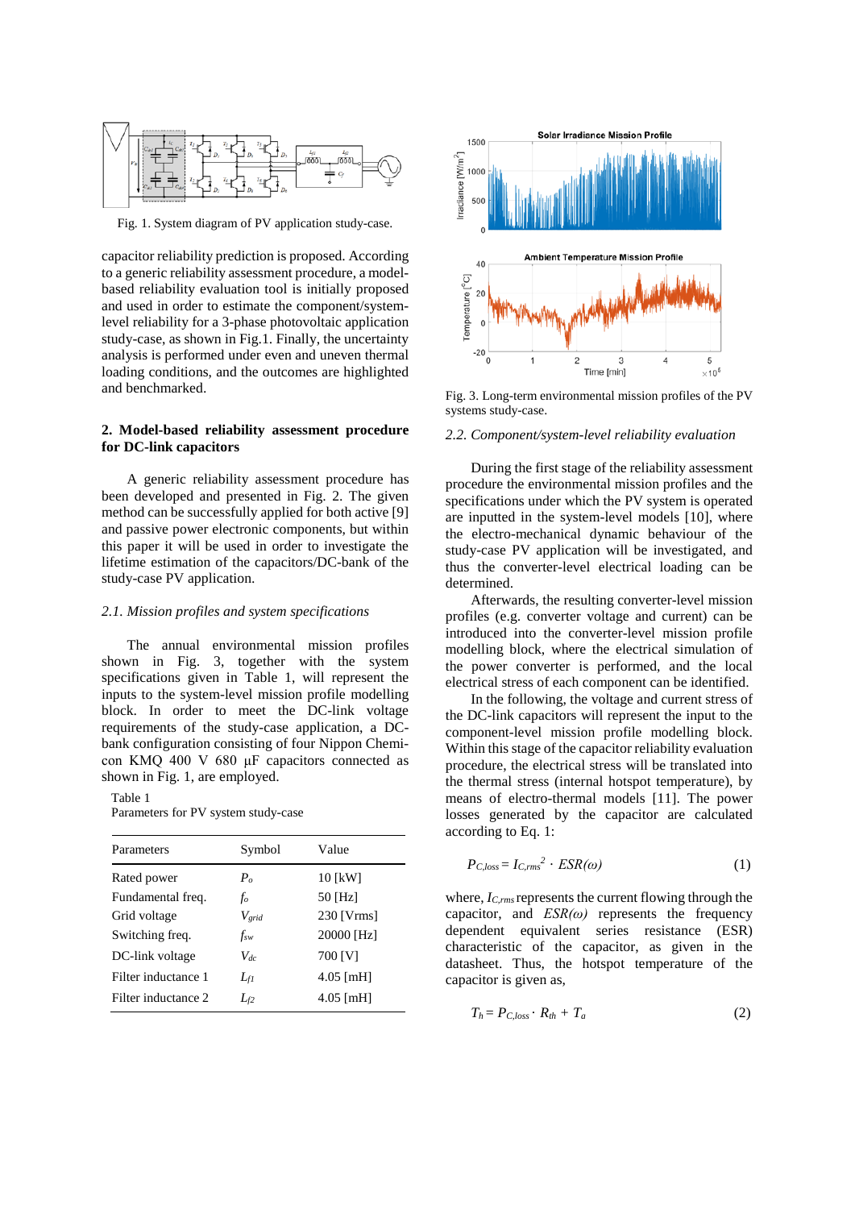Fig. 1. System diagram of PV application study-case.

capacitor reliability prediction is proposed. According to a generic reliability assessment procedure, a model-based reliability evaluation tool is initially proposed and used in order to estimate the component/system-level reliability for a 3-phase photovoltaic application study-case, as shown in Fig.1. Finally, the uncertainty analysis is performed under even and uneven thermal loading conditions, and the outcomes are highlighted and benchmarked.

## 2. Model-based reliability assessment procedure for DC-link capacitors

A generic reliability assessment procedure has been developed and presented in Fig. 2. The given method can be successfully applied for both active [9] and passive power electronic components, but within this paper it will be used in order to investigate the lifetime estimation of the capacitors/DC-bank of the study-case PV application.

### *2.1. Mission profiles and system specifications*

The annual environmental mission profiles shown in Fig. 3, together with the system specifications given in Table 1, will represent the inputs to the system-level mission profile modelling block. In order to meet the DC-link voltage requirements of the study-case application, a DC-bank configuration consisting of four Nippon Chemi-con KMQ 400 V 680 μF capacitors connected as shown in Fig. 1, are employed.

Table 1
Parameters for PV system study-case

| Parameters | Symbol | Value |
|---|---|---|
| Rated power | $P_o$ | 10 [kW] |
| Fundamental freq. | $f_o$ | 50 [Hz] |
| Grid voltage | $V_{grid}$ | 230 [Vrms] |
| Switching freq. | $f_{sw}$ | 20000 [Hz] |
| DC-link voltage | $V_{dc}$ | 700 [V] |
| Filter inductance 1 | $L_{f1}$ | 4.05 [mH] |
| Filter inductance 2 | $L_{f2}$ | 4.05 [mH] |

Fig. 3. Long-term environmental mission profiles of the PV systems study-case.

### *2.2. Component/system-level reliability evaluation*

During the first stage of the reliability assessment procedure the environmental mission profiles and the specifications under which the PV system is operated are inputted in the system-level models [10], where the electro-mechanical dynamic behaviour of the study-case PV application will be investigated, and thus the converter-level electrical loading can be determined.

Afterwards, the resulting converter-level mission profiles (e.g. converter voltage and current) can be introduced into the converter-level mission profile modelling block, where the electrical simulation of the power converter is performed, and the local electrical stress of each component can be identified.

In the following, the voltage and current stress of the DC-link capacitors will represent the input to the component-level mission profile modelling block. Within this stage of the capacitor reliability evaluation procedure, the electrical stress will be translated into the thermal stress (internal hotspot temperature), by means of electro-thermal models [11]. The power losses generated by the capacitor are calculated according to Eq. 1:

$$P_{C,loss} = I_{C,rms}^{2} \cdot ESR(\omega) \tag{1}$$

where, $I_{C,rms}$ represents the current flowing through the capacitor, and $ESR(\omega)$ represents the frequency dependent equivalent series resistance (ESR) characteristic of the capacitor, as given in the datasheet. Thus, the hotspot temperature of the capacitor is given as,

$$T_h = P_{C,loss} \cdot R_{th} + T_a \tag{2}$$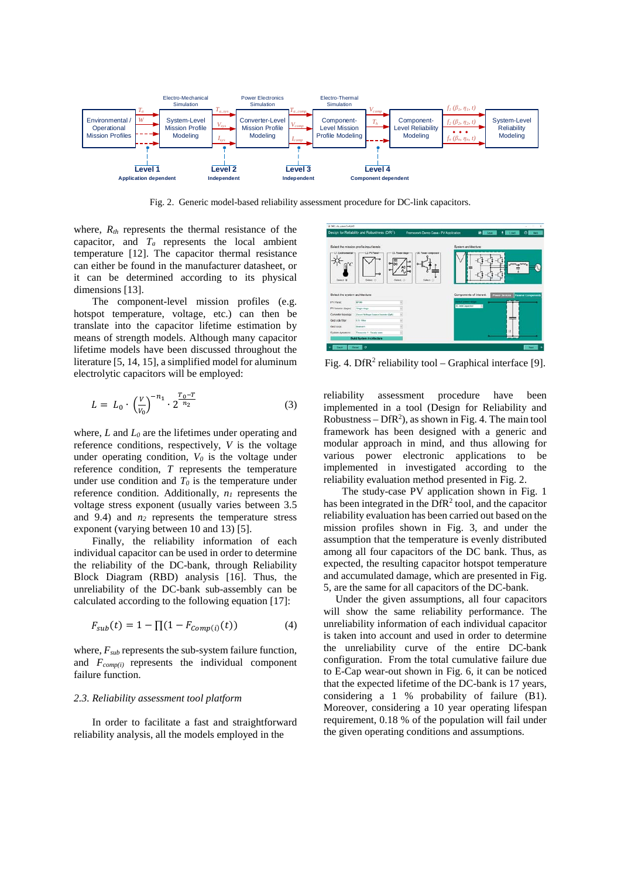Fig. 2. Generic model-based reliability assessment procedure for DC-link capacitors.

where, $R_{th}$ represents the thermal resistance of the capacitor, and $T_a$ represents the local ambient temperature [12]. The capacitor thermal resistance can either be found in the manufacturer datasheet, or it can be determined according to its physical dimensions [13].

The component-level mission profiles (e.g. hotspot temperature, voltage, etc.) can then be translate into the capacitor lifetime estimation by means of strength models. Although many capacitor lifetime models have been discussed throughout the literature [5, 14, 15], a simplified model for aluminum electrolytic capacitors will be employed:

$$L = L_0 \cdot \left(\frac{V}{V_0}\right)^{-n_1} \cdot 2^{\frac{T_0 - T}{n_2}} \tag{3}$$

where, $L$ and $L_0$ are the lifetimes under operating and reference conditions, respectively, $V$ is the voltage under operating condition, $V_0$ is the voltage under reference condition, $T$ represents the temperature under use condition and $T_0$ is the temperature under reference condition. Additionally, $n_1$ represents the voltage stress exponent (usually varies between 3.5 and 9.4) and $n_2$ represents the temperature stress exponent (varying between 10 and 13) [5].

Finally, the reliability information of each individual capacitor can be used in order to determine the reliability of the DC-bank, through Reliability Block Diagram (RBD) analysis [16]. Thus, the unreliability of the DC-bank sub-assembly can be calculated according to the following equation [17]:

$$F_{sub}(t) = 1 - \prod(1 - F_{Comp(i)}(t)) \tag{4}$$

where, $F_{sub}$ represents the sub-system failure function, and $F_{comp(i)}$ represents the individual component failure function.

### 2.3. Reliability assessment tool platform

In order to facilitate a fast and straightforward reliability analysis, all the models employed in the reliability assessment procedure have been implemented in a tool (Design for Reliability and Robustness – DfR[2]), as shown in Fig. 4. The main tool framework has been designed with a generic and modular approach in mind, and thus allowing for various power electronic applications to be implemented in investigated according to the reliability evaluation method presented in Fig. 2.

Fig. 4. DfR[2] reliability tool – Graphical interface [9].

The study-case PV application shown in Fig. 1 has been integrated in the DfR[2] tool, and the capacitor reliability evaluation has been carried out based on the mission profiles shown in Fig. 3, and under the assumption that the temperature is evenly distributed among all four capacitors of the DC bank. Thus, as expected, the resulting capacitor hotspot temperature and accumulated damage, which are presented in Fig. 5, are the same for all capacitors of the DC-bank.

Under the given assumptions, all four capacitors will show the same reliability performance. The unreliability information of each individual capacitor is taken into account and used in order to determine the unreliability curve of the entire DC-bank configuration. From the total cumulative failure due to E-Cap wear-out shown in Fig. 6, it can be noticed that the expected lifetime of the DC-bank is 17 years, considering a 1 % probability of failure (B1). Moreover, considering a 10 year operating lifespan requirement, 0.18 % of the population will fail under the given operating conditions and assumptions.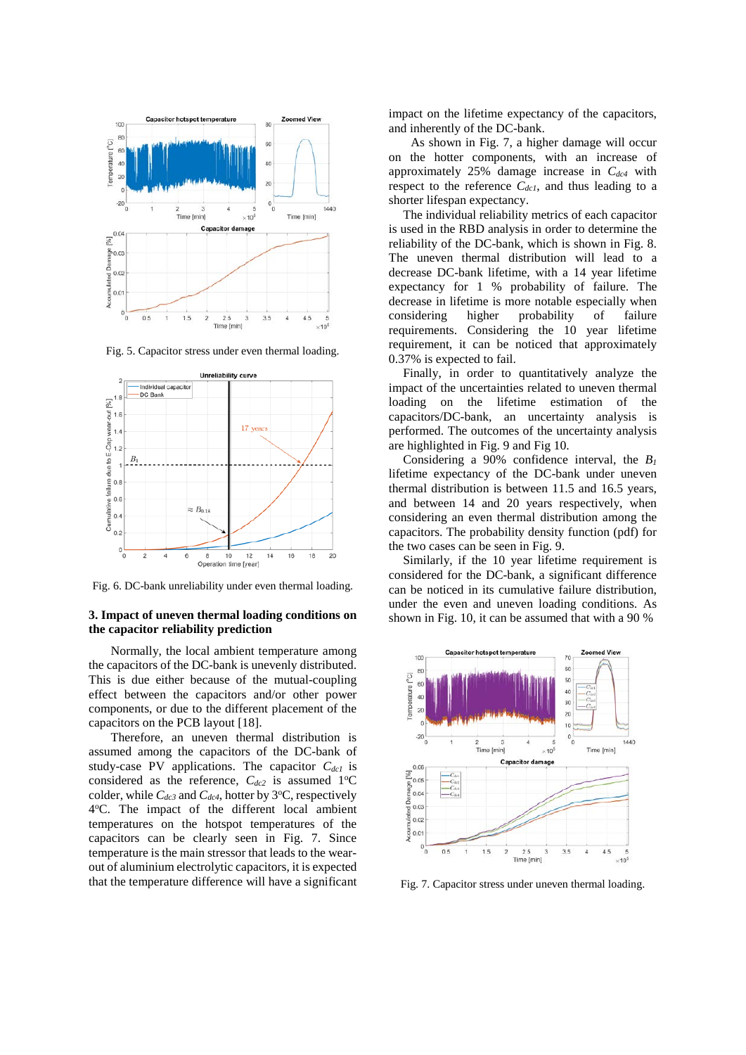Fig. 5. Capacitor stress under even thermal loading.

Fig. 6. DC-bank unreliability under even thermal loading.

### 3. Impact of uneven thermal loading conditions on the capacitor reliability prediction

Normally, the local ambient temperature among the capacitors of the DC-bank is unevenly distributed. This is due either because of the mutual-coupling effect between the capacitors and/or other power components, or due to the different placement of the capacitors on the PCB layout [18].

Therefore, an uneven thermal distribution is assumed among the capacitors of the DC-bank of study-case PV applications. The capacitor $C_{dc1}$ is considered as the reference, $C_{dc2}$ is assumed 1°C colder, while $C_{dc3}$ and $C_{dc4}$, hotter by 3°C, respectively 4°C. The impact of the different local ambient temperatures on the hotspot temperatures of the capacitors can be clearly seen in Fig. 7. Since temperature is the main stressor that leads to the wear-out of aluminium electrolytic capacitors, it is expected that the temperature difference will have a significant impact on the lifetime expectancy of the capacitors, and inherently of the DC-bank.

As shown in Fig. 7, a higher damage will occur on the hotter components, with an increase of approximately 25% damage increase in $C_{dc4}$ with respect to the reference $C_{dc1}$, and thus leading to a shorter lifespan expectancy.

The individual reliability metrics of each capacitor is used in the RBD analysis in order to determine the reliability of the DC-bank, which is shown in Fig. 8. The uneven thermal distribution will lead to a decrease DC-bank lifetime, with a 14 year lifetime expectancy for 1 % probability of failure. The decrease in lifetime is more notable especially when considering higher probability of failure requirements. Considering the 10 year lifetime requirement, it can be noticed that approximately 0.37% is expected to fail.

Finally, in order to quantitatively analyze the impact of the uncertainties related to uneven thermal loading on the lifetime estimation of the capacitors/DC-bank, an uncertainty analysis is performed. The outcomes of the uncertainty analysis are highlighted in Fig. 9 and Fig 10.

Considering a 90% confidence interval, the $B_1$ lifetime expectancy of the DC-bank under uneven thermal distribution is between 11.5 and 16.5 years, and between 14 and 20 years respectively, when considering an even thermal distribution among the capacitors. The probability density function (pdf) for the two cases can be seen in Fig. 9.

Similarly, if the 10 year lifetime requirement is considered for the DC-bank, a significant difference can be noticed in its cumulative failure distribution, under the even and uneven loading conditions. As shown in Fig. 10, it can be assumed that with a 90 %

Fig. 7. Capacitor stress under uneven thermal loading.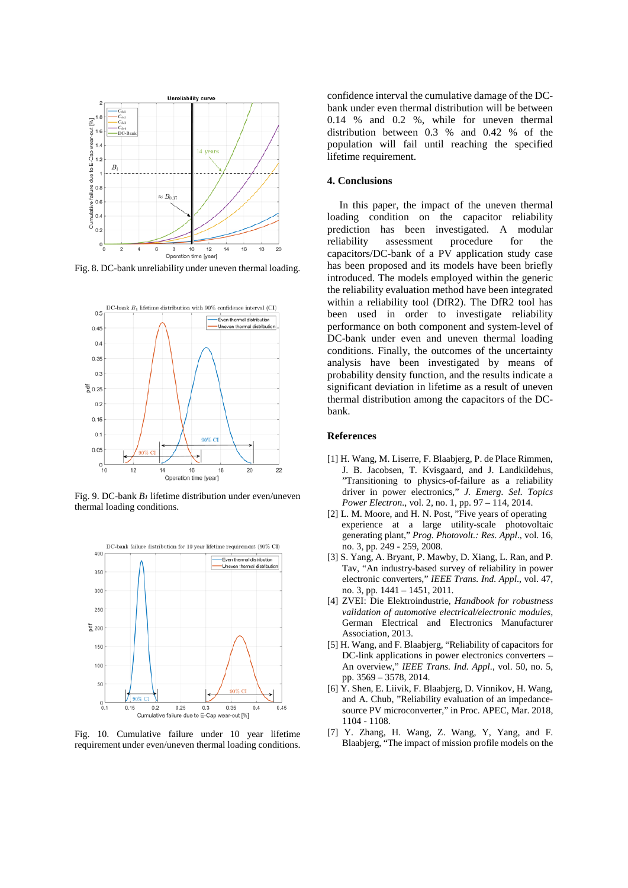Fig. 8. DC-bank unreliability under uneven thermal loading.

Fig. 9. DC-bank $B_1$ lifetime distribution under even/uneven thermal loading conditions.

Fig. 10. Cumulative failure under 10 year lifetime requirement under even/uneven thermal loading conditions.

confidence interval the cumulative damage of the DC-bank under even thermal distribution will be between 0.14 % and 0.2 %, while for uneven thermal distribution between 0.3 % and 0.42 % of the population will fail until reaching the specified lifetime requirement.

## 4. Conclusions

In this paper, the impact of the uneven thermal loading condition on the capacitor reliability prediction has been investigated. A modular reliability assessment procedure for the capacitors/DC-bank of a PV application study case has been proposed and its models have been briefly introduced. The models employed within the generic the reliability evaluation method have been integrated within a reliability tool (DfR2). The DfR2 tool has been used in order to investigate reliability performance on both component and system-level of DC-bank under even and uneven thermal loading conditions. Finally, the outcomes of the uncertainty analysis have been investigated by means of probability density function, and the results indicate a significant deviation in lifetime as a result of uneven thermal distribution among the capacitors of the DC-bank.

## References

[1] H. Wang, M. Liserre, F. Blaabjerg, P. de Place Rimmen, J. B. Jacobsen, T. Kvisgaard, and J. Landkildehus, "Transitioning to physics-of-failure as a reliability driver in power electronics," *J. Emerg. Sel. Topics Power Electron.*, vol. 2, no. 1, pp. 97 – 114, 2014.

[2] L. M. Moore, and H. N. Post, "Five years of operating experience at a large utility-scale photovoltaic generating plant," *Prog. Photovolt.: Res. Appl*., vol. 16, no. 3, pp. 249 - 259, 2008.

[3] S. Yang, A. Bryant, P. Mawby, D. Xiang, L. Ran, and P. Tav, "An industry-based survey of reliability in power electronic converters," *IEEE Trans. Ind. Appl*., vol. 47, no. 3, pp. 1441 – 1451, 2011.

[4] ZVEI: Die Elektroindustrie, *Handbook for robustness validation of automotive electrical/electronic modules*, German Electrical and Electronics Manufacturer Association, 2013.

[5] H. Wang, and F. Blaabjerg, "Reliability of capacitors for DC-link applications in power electronics converters – An overview," *IEEE Trans. Ind. Appl*., vol. 50, no. 5, pp. 3569 – 3578, 2014.

[6] Y. Shen, E. Liivik, F. Blaabjerg, D. Vinnikov, H. Wang, and A. Chub, "Reliability evaluation of an impedance-source PV microconverter," in Proc. APEC, Mar. 2018, 1104 - 1108.

[7] Y. Zhang, H. Wang, Z. Wang, Y, Yang, and F. Blaabjerg, "The impact of mission profile models on the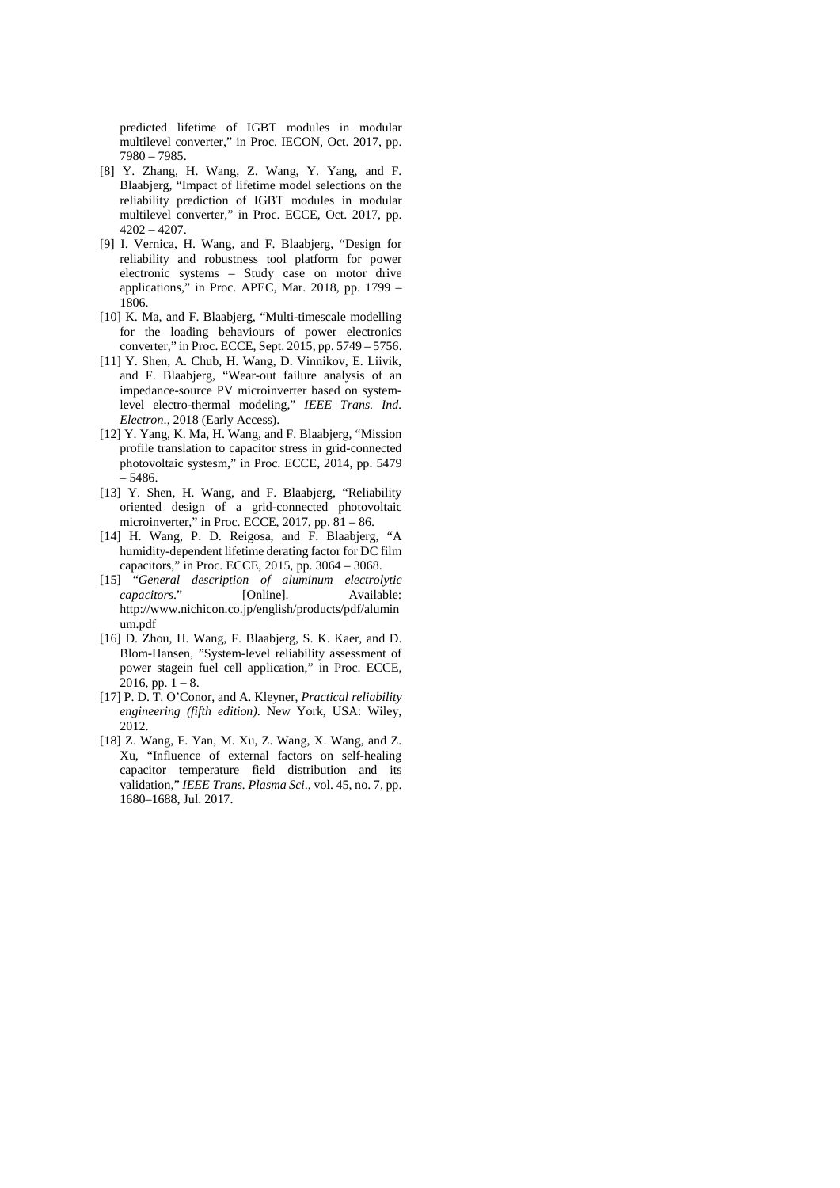predicted lifetime of IGBT modules in modular multilevel converter," in Proc. IECON, Oct. 2017, pp. 7980 – 7985.

[8] Y. Zhang, H. Wang, Z. Wang, Y. Yang, and F. Blaabjerg, "Impact of lifetime model selections on the reliability prediction of IGBT modules in modular multilevel converter," in Proc. ECCE, Oct. 2017, pp. 4202 – 4207.

[9] I. Vernica, H. Wang, and F. Blaabjerg, "Design for reliability and robustness tool platform for power electronic systems – Study case on motor drive applications," in Proc. APEC, Mar. 2018, pp. 1799 – 1806.

[10] K. Ma, and F. Blaabjerg, "Multi-timescale modelling for the loading behaviours of power electronics converter," in Proc. ECCE, Sept. 2015, pp. 5749 – 5756.

[11] Y. Shen, A. Chub, H. Wang, D. Vinnikov, E. Liivik, and F. Blaabjerg, "Wear-out failure analysis of an impedance-source PV microinverter based on system-level electro-thermal modeling," *IEEE Trans. Ind. Electron.*, 2018 (Early Access).

[12] Y. Yang, K. Ma, H. Wang, and F. Blaabjerg, "Mission profile translation to capacitor stress in grid-connected photovoltaic systesm," in Proc. ECCE, 2014, pp. 5479 – 5486.

[13] Y. Shen, H. Wang, and F. Blaabjerg, "Reliability oriented design of a grid-connected photovoltaic microinverter," in Proc. ECCE, 2017, pp. 81 – 86.

[14] H. Wang, P. D. Reigosa, and F. Blaabjerg, "A humidity-dependent lifetime derating factor for DC film capacitors," in Proc. ECCE, 2015, pp. 3064 – 3068.

[15] "*General description of aluminum electrolytic capacitors*." [Online]. Available: http://www.nichicon.co.jp/english/products/pdf/aluminum.pdf

[16] D. Zhou, H. Wang, F. Blaabjerg, S. K. Kaer, and D. Blom-Hansen, "System-level reliability assessment of power stagein fuel cell application," in Proc. ECCE, 2016, pp. 1 – 8.

[17] P. D. T. O'Conor, and A. Kleyner, *Practical reliability engineering (fifth edition)*. New York, USA: Wiley, 2012.

[18] Z. Wang, F. Yan, M. Xu, Z. Wang, X. Wang, and Z. Xu, "Influence of external factors on self-healing capacitor temperature field distribution and its validation," *IEEE Trans. Plasma Sci*., vol. 45, no. 7, pp. 1680–1688, Jul. 2017.